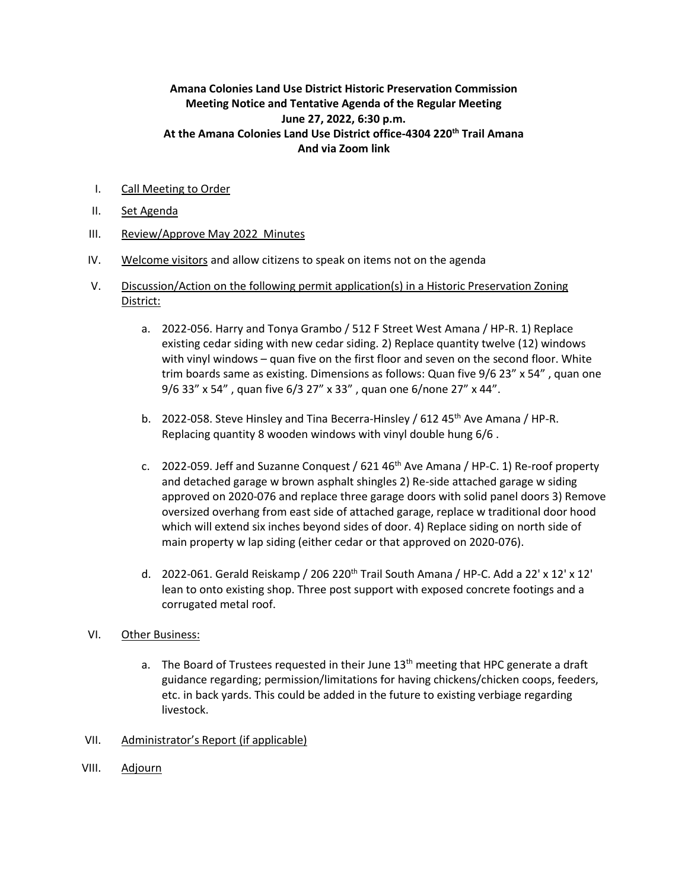**Amana Colonies Land Use District Historic Preservation Commission**
**Meeting Notice and Tentative Agenda of the Regular Meeting**
**June 27, 2022, 6:30 p.m.**
**At the Amana Colonies Land Use District office-4304 220th Trail Amana**
**And via Zoom link**

I. Call Meeting to Order

II. Set Agenda

III. Review/Approve May 2022 Minutes

IV. Welcome visitors and allow citizens to speak on items not on the agenda

V. Discussion/Action on the following permit application(s) in a Historic Preservation Zoning District:

   a. 2022-056. Harry and Tonya Grambo / 512 F Street West Amana / HP-R. 1) Replace existing cedar siding with new cedar siding. 2) Replace quantity twelve (12) windows with vinyl windows – quan five on the first floor and seven on the second floor. White trim boards same as existing. Dimensions as follows: Quan five 9/6 23" x 54" , quan one 9/6 33" x 54" , quan five 6/3 27" x 33" , quan one 6/none 27" x 44".

   b. 2022-058. Steve Hinsley and Tina Becerra-Hinsley / 612 45th Ave Amana / HP-R. Replacing quantity 8 wooden windows with vinyl double hung 6/6 .

   c. 2022-059. Jeff and Suzanne Conquest / 621 46th Ave Amana / HP-C. 1) Re-roof property and detached garage w brown asphalt shingles 2) Re-side attached garage w siding approved on 2020-076 and replace three garage doors with solid panel doors 3) Remove oversized overhang from east side of attached garage, replace w traditional door hood which will extend six inches beyond sides of door. 4) Replace siding on north side of main property w lap siding (either cedar or that approved on 2020-076).

   d. 2022-061. Gerald Reiskamp / 206 220th Trail South Amana / HP-C. Add a 22' x 12' x 12' lean to onto existing shop. Three post support with exposed concrete footings and a corrugated metal roof.

VI. Other Business:

   a. The Board of Trustees requested in their June 13th meeting that HPC generate a draft guidance regarding; permission/limitations for having chickens/chicken coops, feeders, etc. in back yards. This could be added in the future to existing verbiage regarding livestock.

VII. Administrator's Report (if applicable)

VIII. Adjourn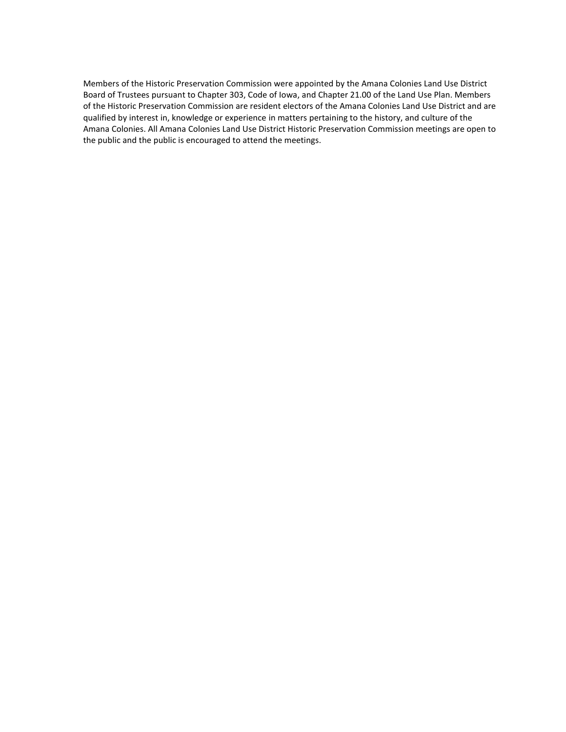Members of the Historic Preservation Commission were appointed by the Amana Colonies Land Use District Board of Trustees pursuant to Chapter 303, Code of Iowa, and Chapter 21.00 of the Land Use Plan. Members of the Historic Preservation Commission are resident electors of the Amana Colonies Land Use District and are qualified by interest in, knowledge or experience in matters pertaining to the history, and culture of the Amana Colonies. All Amana Colonies Land Use District Historic Preservation Commission meetings are open to the public and the public is encouraged to attend the meetings.